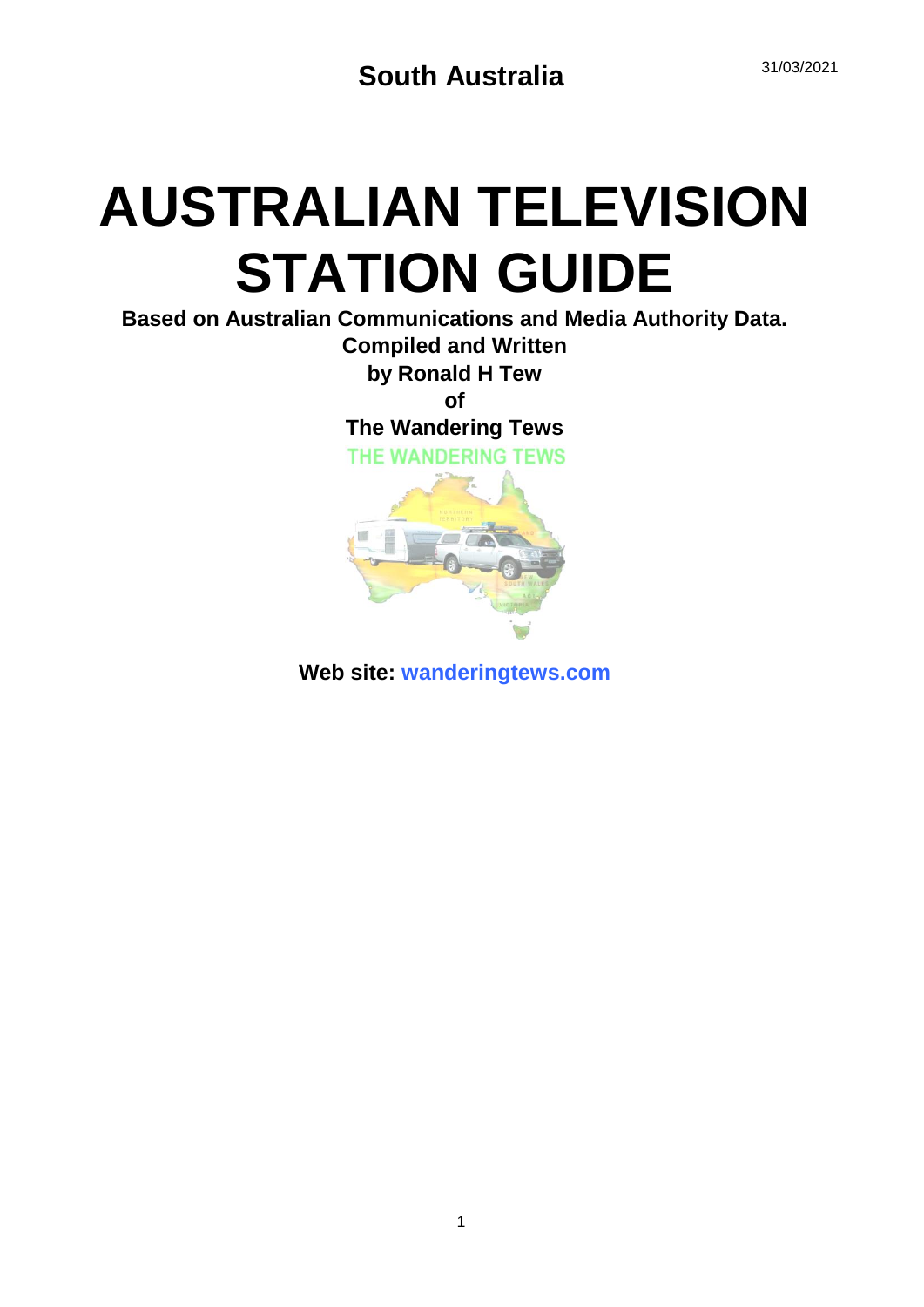South Australia

31/03/2021

# AUSTRALIAN TELEVISION STATION GUIDE

**Based on Australian Communications and Media Authority Data.**

**Compiled and Written**

**by Ronald H Tew**

**of**

**The Wandering Tews**

THE WANDERING TEWS

**Web site:** **wanderingtews.com**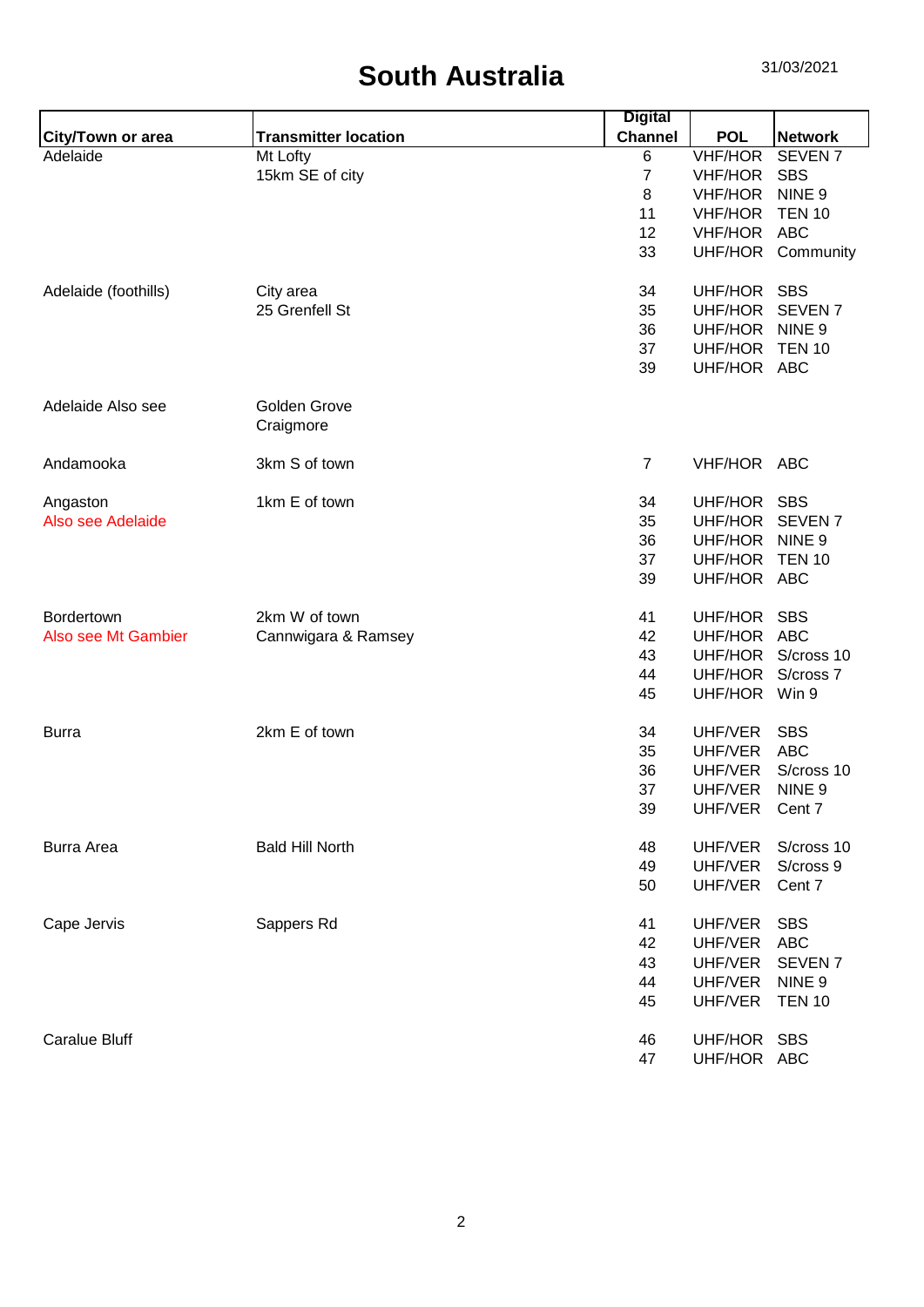# South Australia

31/03/2021

| City/Town or area | Transmitter location | Digital Channel | POL | Network |
|---|---|---|---|---|
| Adelaide | Mt Lofty | 6 | VHF/HOR | SEVEN 7 |
| | 15km SE of city | 7 | VHF/HOR | SBS |
| | | 8 | VHF/HOR | NINE 9 |
| | | 11 | VHF/HOR | TEN 10 |
| | | 12 | VHF/HOR | ABC |
| | | 33 | UHF/HOR | Community |
| Adelaide (foothills) | City area | 34 | UHF/HOR | SBS |
| | 25 Grenfell St | 35 | UHF/HOR | SEVEN 7 |
| | | 36 | UHF/HOR | NINE 9 |
| | | 37 | UHF/HOR | TEN 10 |
| | | 39 | UHF/HOR | ABC |
| Adelaide Also see | Golden Grove | | | |
| | Craigmore | | | |
| Andamooka | 3km S of town | 7 | VHF/HOR | ABC |
| Angaston | 1km E of town | 34 | UHF/HOR | SBS |
| Also see Adelaide | | 35 | UHF/HOR | SEVEN 7 |
| | | 36 | UHF/HOR | NINE 9 |
| | | 37 | UHF/HOR | TEN 10 |
| | | 39 | UHF/HOR | ABC |
| Bordertown | 2km W of town | 41 | UHF/HOR | SBS |
| Also see Mt Gambier | Cannwigara & Ramsey | 42 | UHF/HOR | ABC |
| | | 43 | UHF/HOR | S/cross 10 |
| | | 44 | UHF/HOR | S/cross 7 |
| | | 45 | UHF/HOR | Win 9 |
| Burra | 2km E of town | 34 | UHF/VER | SBS |
| | | 35 | UHF/VER | ABC |
| | | 36 | UHF/VER | S/cross 10 |
| | | 37 | UHF/VER | NINE 9 |
| | | 39 | UHF/VER | Cent 7 |
| Burra Area | Bald Hill North | 48 | UHF/VER | S/cross 10 |
| | | 49 | UHF/VER | S/cross 9 |
| | | 50 | UHF/VER | Cent 7 |
| Cape Jervis | Sappers Rd | 41 | UHF/VER | SBS |
| | | 42 | UHF/VER | ABC |
| | | 43 | UHF/VER | SEVEN 7 |
| | | 44 | UHF/VER | NINE 9 |
| | | 45 | UHF/VER | TEN 10 |
| Caralue Bluff | | 46 | UHF/HOR | SBS |
| | | 47 | UHF/HOR | ABC |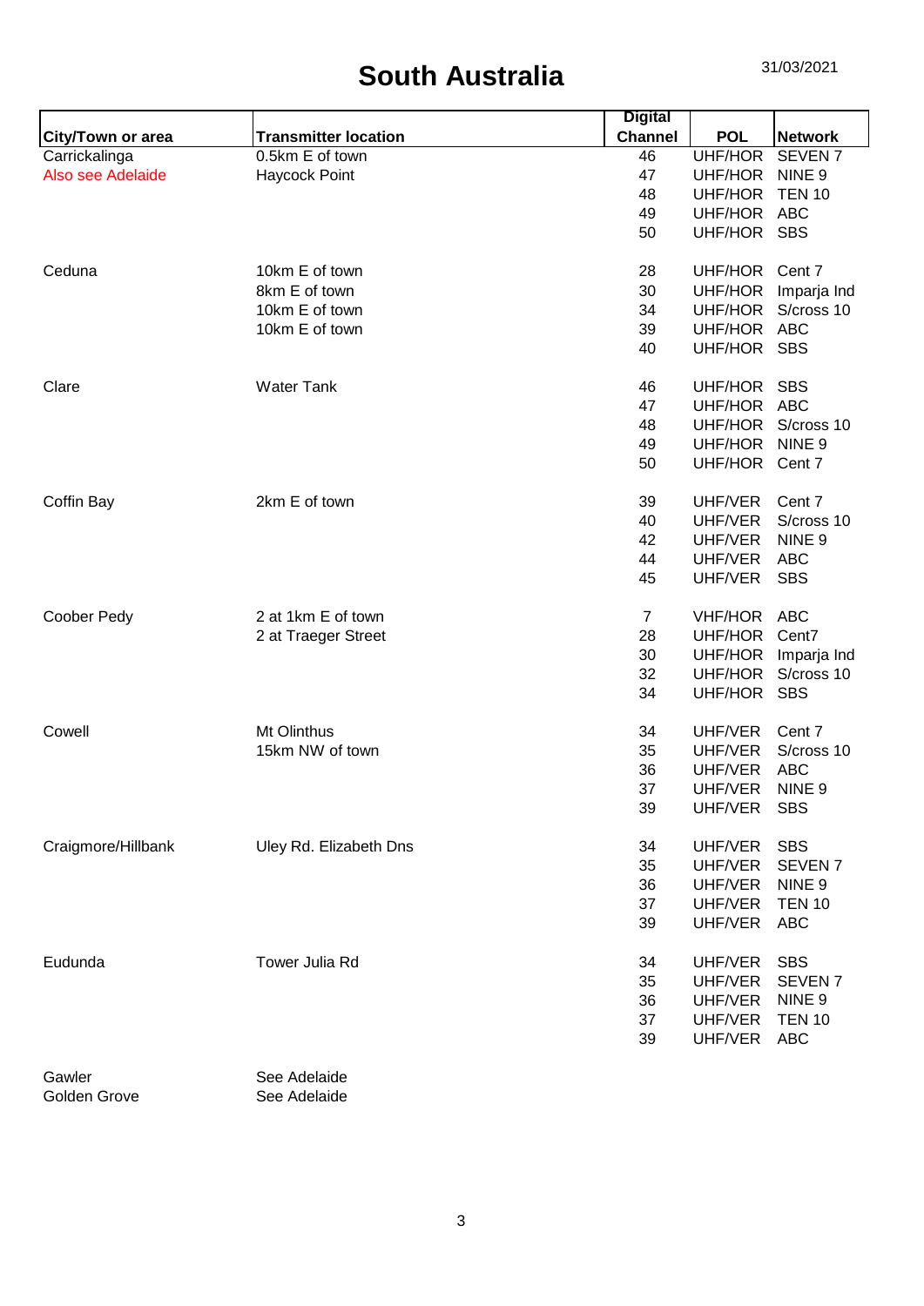# South Australia

31/03/2021

| City/Town or area | Transmitter location | Digital Channel | POL | Network |
|---|---|---|---|---|
| Carrickalinga | 0.5km E of town | 46 | UHF/HOR | SEVEN 7 |
| Also see Adelaide | Haycock Point | 47 | UHF/HOR | NINE 9 |
| | | 48 | UHF/HOR | TEN 10 |
| | | 49 | UHF/HOR | ABC |
| | | 50 | UHF/HOR | SBS |
| | | | | |
| Ceduna | 10km E of town | 28 | UHF/HOR | Cent 7 |
| | 8km E of town | 30 | UHF/HOR | Imparja Ind |
| | 10km E of town | 34 | UHF/HOR | S/cross 10 |
| | 10km E of town | 39 | UHF/HOR | ABC |
| | | 40 | UHF/HOR | SBS |
| | | | | |
| Clare | Water Tank | 46 | UHF/HOR | SBS |
| | | 47 | UHF/HOR | ABC |
| | | 48 | UHF/HOR | S/cross 10 |
| | | 49 | UHF/HOR | NINE 9 |
| | | 50 | UHF/HOR | Cent 7 |
| | | | | |
| Coffin Bay | 2km E of town | 39 | UHF/VER | Cent 7 |
| | | 40 | UHF/VER | S/cross 10 |
| | | 42 | UHF/VER | NINE 9 |
| | | 44 | UHF/VER | ABC |
| | | 45 | UHF/VER | SBS |
| | | | | |
| Coober Pedy | 2 at 1km E of town | 7 | VHF/HOR | ABC |
| | 2 at Traeger Street | 28 | UHF/HOR | Cent7 |
| | | 30 | UHF/HOR | Imparja Ind |
| | | 32 | UHF/HOR | S/cross 10 |
| | | 34 | UHF/HOR | SBS |
| | | | | |
| Cowell | Mt Olinthus | 34 | UHF/VER | Cent 7 |
| | 15km NW of town | 35 | UHF/VER | S/cross 10 |
| | | 36 | UHF/VER | ABC |
| | | 37 | UHF/VER | NINE 9 |
| | | 39 | UHF/VER | SBS |
| | | | | |
| Craigmore/Hillbank | Uley Rd. Elizabeth Dns | 34 | UHF/VER | SBS |
| | | 35 | UHF/VER | SEVEN 7 |
| | | 36 | UHF/VER | NINE 9 |
| | | 37 | UHF/VER | TEN 10 |
| | | 39 | UHF/VER | ABC |
| | | | | |
| Eudunda | Tower Julia Rd | 34 | UHF/VER | SBS |
| | | 35 | UHF/VER | SEVEN 7 |
| | | 36 | UHF/VER | NINE 9 |
| | | 37 | UHF/VER | TEN 10 |
| | | 39 | UHF/VER | ABC |
| | | | | |
| Gawler | See Adelaide | | | |
| Golden Grove | See Adelaide | | | |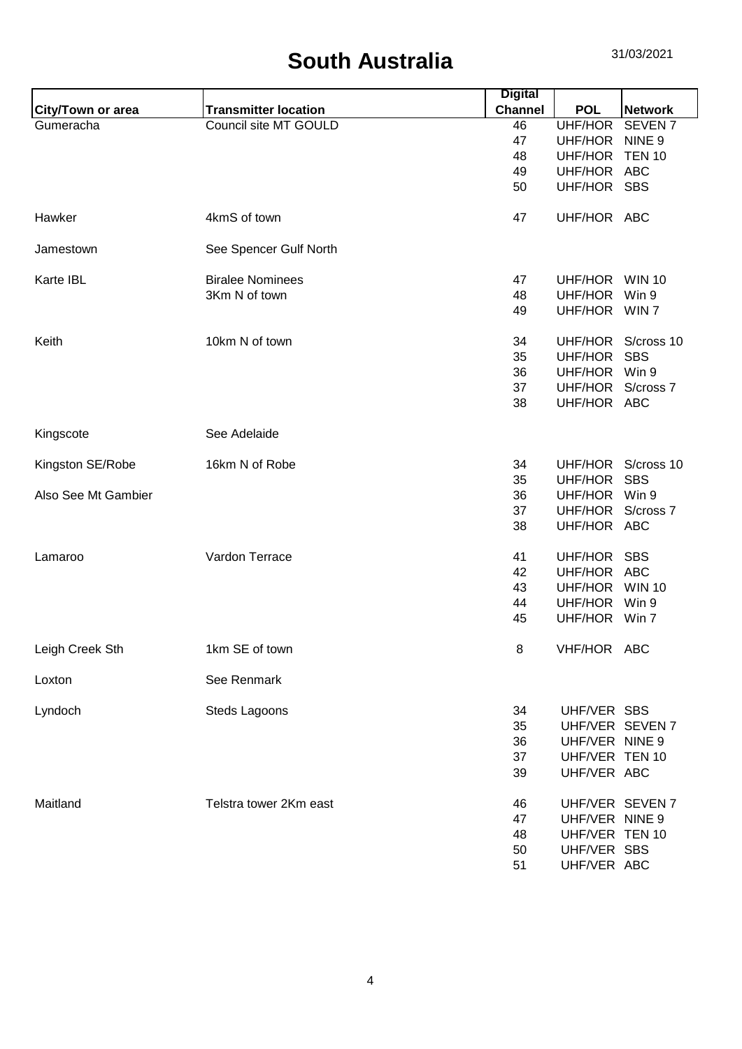# South Australia

31/03/2021

| City/Town or area | Transmitter location | Digital Channel | POL | Network |
|---|---|---|---|---|
| Gumeracha | Council site MT GOULD | 46 | UHF/HOR | SEVEN 7 |
| | | 47 | UHF/HOR | NINE 9 |
| | | 48 | UHF/HOR | TEN 10 |
| | | 49 | UHF/HOR | ABC |
| | | 50 | UHF/HOR | SBS |
| Hawker | 4kmS of town | 47 | UHF/HOR | ABC |
| Jamestown | See Spencer Gulf North | | | |
| Karte IBL | Biralee Nominees | 47 | UHF/HOR | WIN 10 |
| | 3Km N of town | 48 | UHF/HOR | Win 9 |
| | | 49 | UHF/HOR | WIN 7 |
| Keith | 10km N of town | 34 | UHF/HOR | S/cross 10 |
| | | 35 | UHF/HOR | SBS |
| | | 36 | UHF/HOR | Win 9 |
| | | 37 | UHF/HOR | S/cross 7 |
| | | 38 | UHF/HOR | ABC |
| Kingscote | See Adelaide | | | |
| Kingston SE/Robe | 16km N of Robe | 34 | UHF/HOR | S/cross 10 |
| | | 35 | UHF/HOR | SBS |
| Also See Mt Gambier | | 36 | UHF/HOR | Win 9 |
| | | 37 | UHF/HOR | S/cross 7 |
| | | 38 | UHF/HOR | ABC |
| Lamaroo | Vardon Terrace | 41 | UHF/HOR | SBS |
| | | 42 | UHF/HOR | ABC |
| | | 43 | UHF/HOR | WIN 10 |
| | | 44 | UHF/HOR | Win 9 |
| | | 45 | UHF/HOR | Win 7 |
| Leigh Creek Sth | 1km SE of town | 8 | VHF/HOR | ABC |
| Loxton | See Renmark | | | |
| Lyndoch | Steds Lagoons | 34 | UHF/VER | SBS |
| | | 35 | UHF/VER | SEVEN 7 |
| | | 36 | UHF/VER | NINE 9 |
| | | 37 | UHF/VER | TEN 10 |
| | | 39 | UHF/VER | ABC |
| Maitland | Telstra tower 2Km east | 46 | UHF/VER | SEVEN 7 |
| | | 47 | UHF/VER | NINE 9 |
| | | 48 | UHF/VER | TEN 10 |
| | | 50 | UHF/VER | SBS |
| | | 51 | UHF/VER | ABC |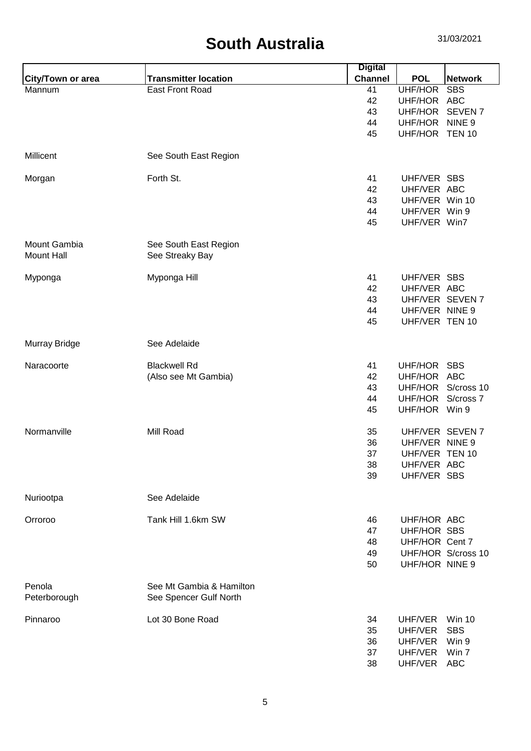# South Australia

31/03/2021

| City/Town or area | Transmitter location | Digital Channel | POL | Network |
|---|---|---|---|---|
| Mannum | East Front Road | 41 | UHF/HOR | SBS |
| | | 42 | UHF/HOR | ABC |
| | | 43 | UHF/HOR | SEVEN 7 |
| | | 44 | UHF/HOR | NINE 9 |
| | | 45 | UHF/HOR | TEN 10 |
| Millicent | See South East Region | | | |
| Morgan | Forth St. | 41 | UHF/VER | SBS |
| | | 42 | UHF/VER | ABC |
| | | 43 | UHF/VER | Win 10 |
| | | 44 | UHF/VER | Win 9 |
| | | 45 | UHF/VER | Win7 |
| Mount Gambia | See South East Region | | | |
| Mount Hall | See Streaky Bay | | | |
| Myponga | Myponga Hill | 41 | UHF/VER | SBS |
| | | 42 | UHF/VER | ABC |
| | | 43 | UHF/VER | SEVEN 7 |
| | | 44 | UHF/VER | NINE 9 |
| | | 45 | UHF/VER | TEN 10 |
| Murray Bridge | See Adelaide | | | |
| Naracoorte | Blackwell Rd | 41 | UHF/HOR | SBS |
| | (Also see Mt Gambia) | 42 | UHF/HOR | ABC |
| | | 43 | UHF/HOR | S/cross 10 |
| | | 44 | UHF/HOR | S/cross 7 |
| | | 45 | UHF/HOR | Win 9 |
| Normanville | Mill Road | 35 | UHF/VER | SEVEN 7 |
| | | 36 | UHF/VER | NINE 9 |
| | | 37 | UHF/VER | TEN 10 |
| | | 38 | UHF/VER | ABC |
| | | 39 | UHF/VER | SBS |
| Nuriootpa | See Adelaide | | | |
| Orroroo | Tank Hill 1.6km SW | 46 | UHF/HOR | ABC |
| | | 47 | UHF/HOR | SBS |
| | | 48 | UHF/HOR | Cent 7 |
| | | 49 | UHF/HOR | S/cross 10 |
| | | 50 | UHF/HOR | NINE 9 |
| Penola | See Mt Gambia & Hamilton | | | |
| Peterborough | See Spencer Gulf North | | | |
| Pinnaroo | Lot 30 Bone Road | 34 | UHF/VER | Win 10 |
| | | 35 | UHF/VER | SBS |
| | | 36 | UHF/VER | Win 9 |
| | | 37 | UHF/VER | Win 7 |
| | | 38 | UHF/VER | ABC |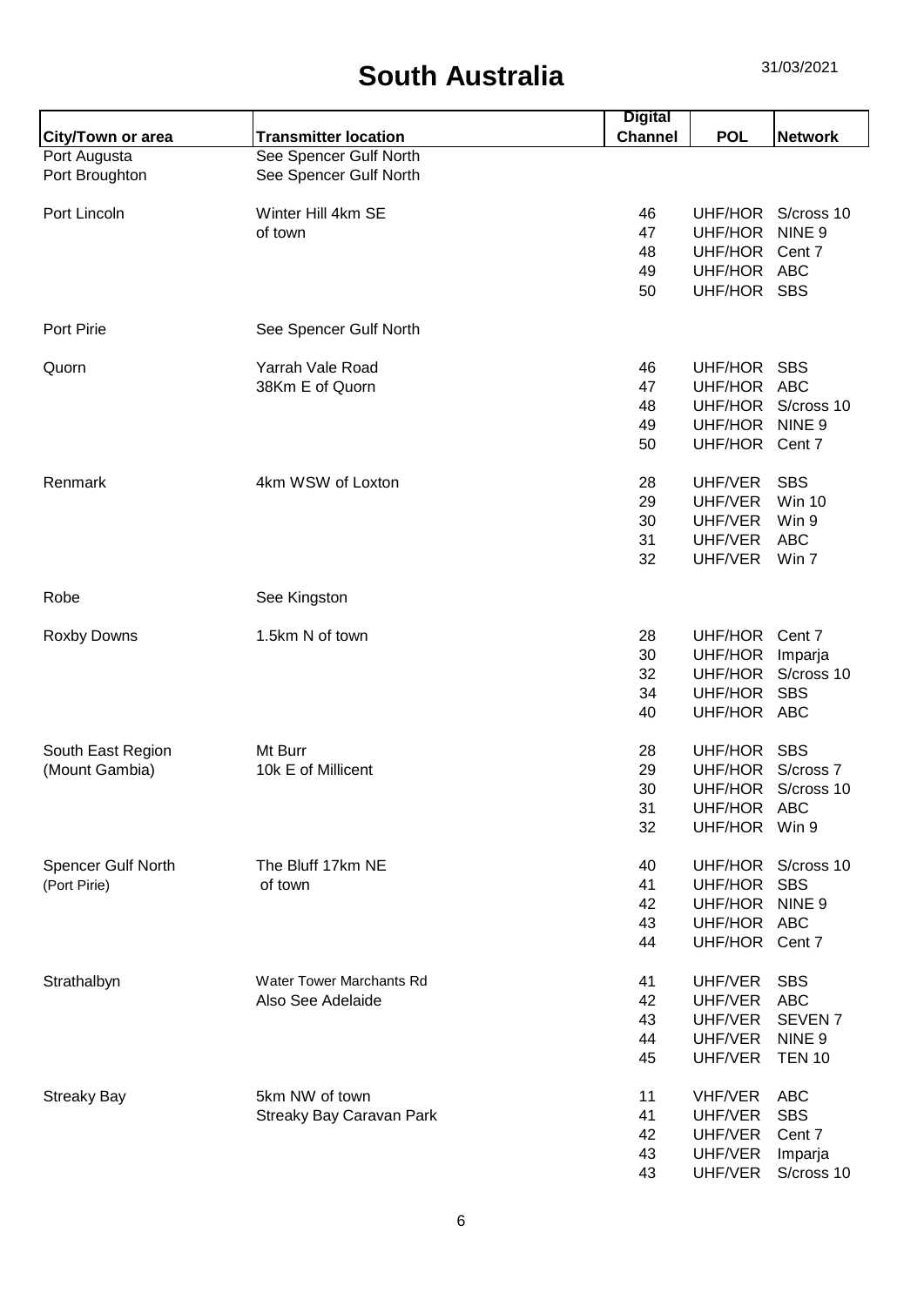# South Australia

31/03/2021

| City/Town or area | Transmitter location | Digital Channel | POL | Network |
|---|---|---|---|---|
| Port Augusta | See Spencer Gulf North | | | |
| Port Broughton | See Spencer Gulf North | | | |
| Port Lincoln | Winter Hill 4km SE | 46 | UHF/HOR | S/cross 10 |
| | of town | 47 | UHF/HOR | NINE 9 |
| | | 48 | UHF/HOR | Cent 7 |
| | | 49 | UHF/HOR | ABC |
| | | 50 | UHF/HOR | SBS |
| Port Pirie | See Spencer Gulf North | | | |
| Quorn | Yarrah Vale Road | 46 | UHF/HOR | SBS |
| | 38Km E of Quorn | 47 | UHF/HOR | ABC |
| | | 48 | UHF/HOR | S/cross 10 |
| | | 49 | UHF/HOR | NINE 9 |
| | | 50 | UHF/HOR | Cent 7 |
| Renmark | 4km WSW of Loxton | 28 | UHF/VER | SBS |
| | | 29 | UHF/VER | Win 10 |
| | | 30 | UHF/VER | Win 9 |
| | | 31 | UHF/VER | ABC |
| | | 32 | UHF/VER | Win 7 |
| Robe | See Kingston | | | |
| Roxby Downs | 1.5km N of town | 28 | UHF/HOR | Cent 7 |
| | | 30 | UHF/HOR | Imparja |
| | | 32 | UHF/HOR | S/cross 10 |
| | | 34 | UHF/HOR | SBS |
| | | 40 | UHF/HOR | ABC |
| South East Region | Mt Burr | 28 | UHF/HOR | SBS |
| (Mount Gambia) | 10k E of Millicent | 29 | UHF/HOR | S/cross 7 |
| | | 30 | UHF/HOR | S/cross 10 |
| | | 31 | UHF/HOR | ABC |
| | | 32 | UHF/HOR | Win 9 |
| Spencer Gulf North | The Bluff 17km NE | 40 | UHF/HOR | S/cross 10 |
| (Port Pirie) | of town | 41 | UHF/HOR | SBS |
| | | 42 | UHF/HOR | NINE 9 |
| | | 43 | UHF/HOR | ABC |
| | | 44 | UHF/HOR | Cent 7 |
| Strathalbyn | Water Tower Marchants Rd | 41 | UHF/VER | SBS |
| | Also See Adelaide | 42 | UHF/VER | ABC |
| | | 43 | UHF/VER | SEVEN 7 |
| | | 44 | UHF/VER | NINE 9 |
| | | 45 | UHF/VER | TEN 10 |
| Streaky Bay | 5km NW of town | 11 | VHF/VER | ABC |
| | Streaky Bay Caravan Park | 41 | UHF/VER | SBS |
| | | 42 | UHF/VER | Cent 7 |
| | | 43 | UHF/VER | Imparja |
| | | 43 | UHF/VER | S/cross 10 |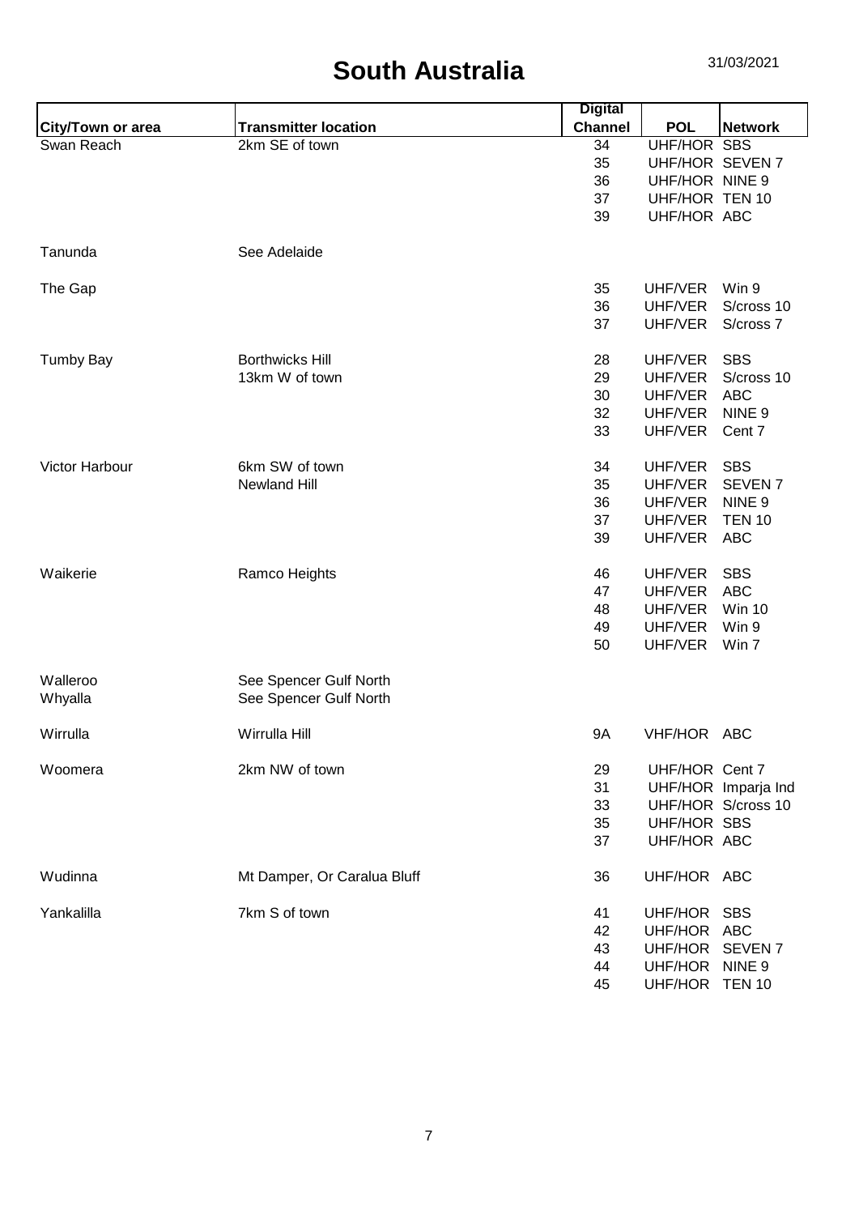# South Australia

31/03/2021

| City/Town or area | Transmitter location | Digital Channel | POL | Network |
|---|---|---|---|---|
| Swan Reach | 2km SE of town | 34 | UHF/HOR | SBS |
| | | 35 | UHF/HOR | SEVEN 7 |
| | | 36 | UHF/HOR | NINE 9 |
| | | 37 | UHF/HOR | TEN 10 |
| | | 39 | UHF/HOR | ABC |
| Tanunda | See Adelaide | | | |
| The Gap | | 35 | UHF/VER | Win 9 |
| | | 36 | UHF/VER | S/cross 10 |
| | | 37 | UHF/VER | S/cross 7 |
| Tumby Bay | Borthwicks Hill | 28 | UHF/VER | SBS |
| | 13km W of town | 29 | UHF/VER | S/cross 10 |
| | | 30 | UHF/VER | ABC |
| | | 32 | UHF/VER | NINE 9 |
| | | 33 | UHF/VER | Cent 7 |
| Victor Harbour | 6km SW of town | 34 | UHF/VER | SBS |
| | Newland Hill | 35 | UHF/VER | SEVEN 7 |
| | | 36 | UHF/VER | NINE 9 |
| | | 37 | UHF/VER | TEN 10 |
| | | 39 | UHF/VER | ABC |
| Waikerie | Ramco Heights | 46 | UHF/VER | SBS |
| | | 47 | UHF/VER | ABC |
| | | 48 | UHF/VER | Win 10 |
| | | 49 | UHF/VER | Win 9 |
| | | 50 | UHF/VER | Win 7 |
| Walleroo | See Spencer Gulf North | | | |
| Whyalla | See Spencer Gulf North | | | |
| Wirrulla | Wirrulla Hill | 9A | VHF/HOR | ABC |
| Woomera | 2km NW of town | 29 | UHF/HOR | Cent 7 |
| | | 31 | UHF/HOR | Imparja Ind |
| | | 33 | UHF/HOR | S/cross 10 |
| | | 35 | UHF/HOR | SBS |
| | | 37 | UHF/HOR | ABC |
| Wudinna | Mt Damper, Or Caralua Bluff | 36 | UHF/HOR | ABC |
| Yankalilla | 7km S of town | 41 | UHF/HOR | SBS |
| | | 42 | UHF/HOR | ABC |
| | | 43 | UHF/HOR | SEVEN 7 |
| | | 44 | UHF/HOR | NINE 9 |
| | | 45 | UHF/HOR | TEN 10 |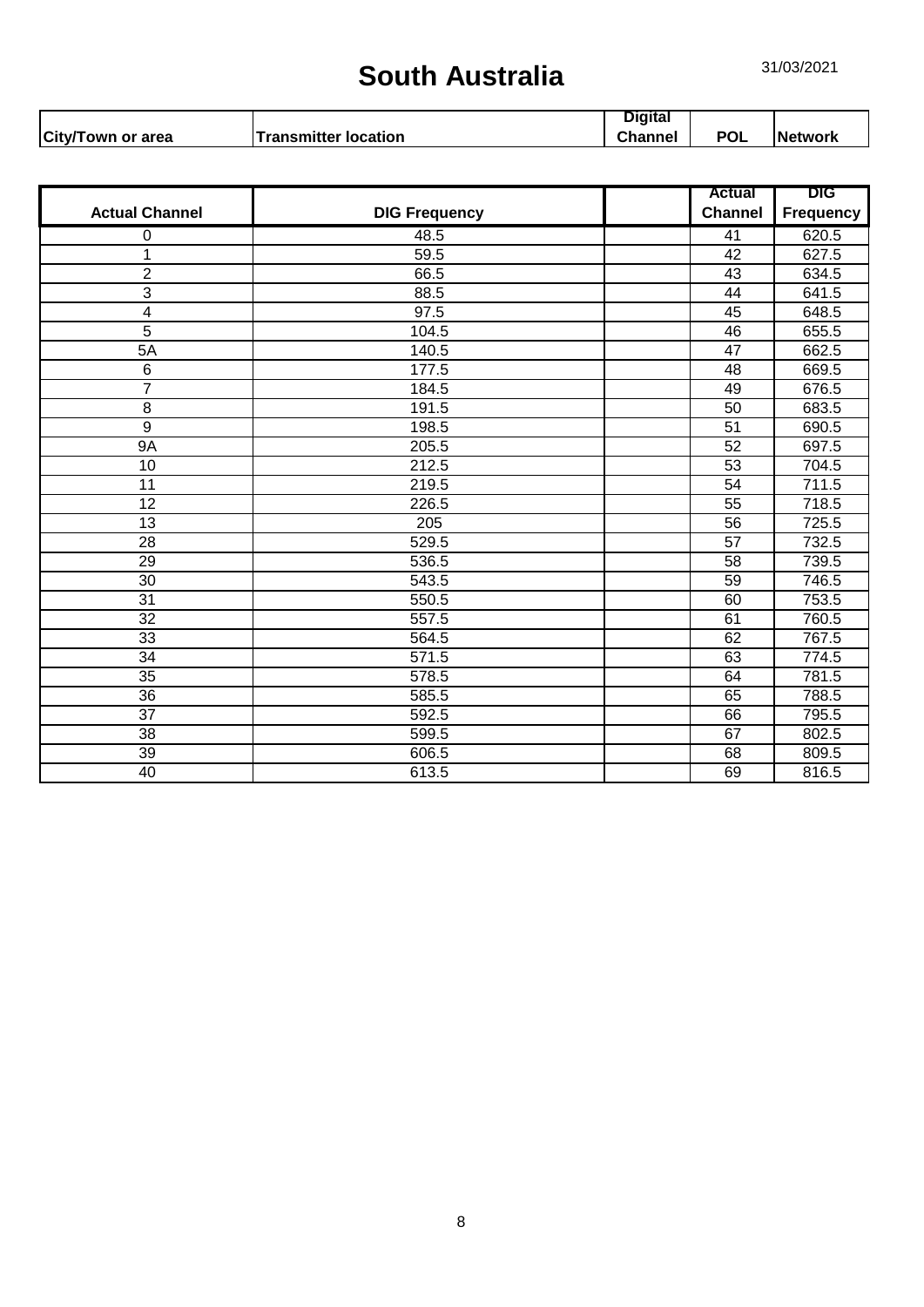# South Australia

31/03/2021

| City/Town or area | Transmitter location | Digital Channel | POL | Network |
|---|---|---|---|---|

| Actual Channel | DIG Frequency | | Actual Channel | DIG Frequency |
|---|---|---|---|---|
| 0 | 48.5 | | 41 | 620.5 |
| 1 | 59.5 | | 42 | 627.5 |
| 2 | 66.5 | | 43 | 634.5 |
| 3 | 88.5 | | 44 | 641.5 |
| 4 | 97.5 | | 45 | 648.5 |
| 5 | 104.5 | | 46 | 655.5 |
| 5A | 140.5 | | 47 | 662.5 |
| 6 | 177.5 | | 48 | 669.5 |
| 7 | 184.5 | | 49 | 676.5 |
| 8 | 191.5 | | 50 | 683.5 |
| 9 | 198.5 | | 51 | 690.5 |
| 9A | 205.5 | | 52 | 697.5 |
| 10 | 212.5 | | 53 | 704.5 |
| 11 | 219.5 | | 54 | 711.5 |
| 12 | 226.5 | | 55 | 718.5 |
| 13 | 205 | | 56 | 725.5 |
| 28 | 529.5 | | 57 | 732.5 |
| 29 | 536.5 | | 58 | 739.5 |
| 30 | 543.5 | | 59 | 746.5 |
| 31 | 550.5 | | 60 | 753.5 |
| 32 | 557.5 | | 61 | 760.5 |
| 33 | 564.5 | | 62 | 767.5 |
| 34 | 571.5 | | 63 | 774.5 |
| 35 | 578.5 | | 64 | 781.5 |
| 36 | 585.5 | | 65 | 788.5 |
| 37 | 592.5 | | 66 | 795.5 |
| 38 | 599.5 | | 67 | 802.5 |
| 39 | 606.5 | | 68 | 809.5 |
| 40 | 613.5 | | 69 | 816.5 |